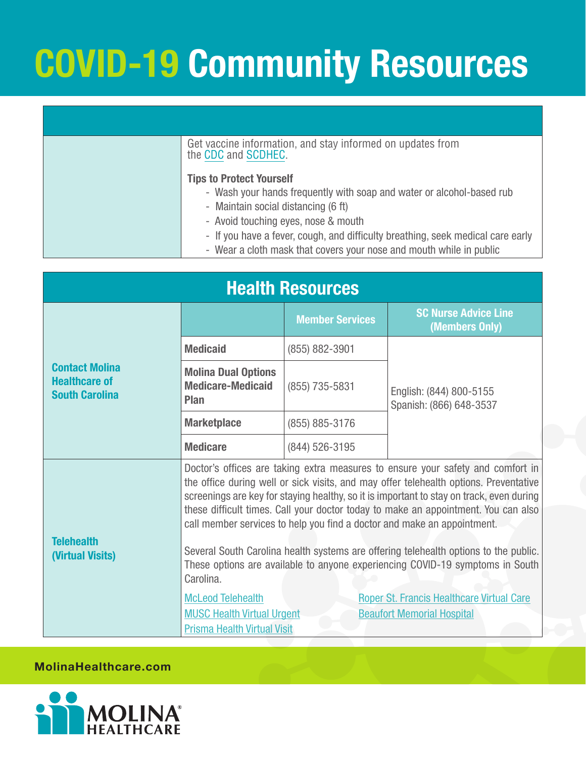# COVID-19 Community Resources

| | |
|---|---|
| | Get vaccine information, and stay informed on updates from the CDC and SCDHEC.<br><br>**Tips to Protect Yourself**<br>- Wash your hands frequently with soap and water or alcohol-based rub<br>- Maintain social distancing (6 ft)<br>- Avoid touching eyes, nose & mouth<br>- If you have a fever, cough, and difficulty breathing, seek medical care early<br>- Wear a cloth mask that covers your nose and mouth while in public |

## Health Resources

| | | Member Services | SC Nurse Advice Line (Members Only) |
|---|---|---|---|
| **Contact Molina Healthcare of South Carolina** | **Medicaid** | (855) 882-3901 | English: (844) 800-5155<br>Spanish: (866) 648-3537 |
| | **Molina Dual Options Medicare-Medicaid Plan** | (855) 735-5831 | |
| | **Marketplace** | (855) 885-3176 | |
| | **Medicare** | (844) 526-3195 | |
| **Telehealth (Virtual Visits)** | Doctor's offices are taking extra measures to ensure your safety and comfort in the office during well or sick visits, and may offer telehealth options. Preventative screenings are key for staying healthy, so it is important to stay on track, even during these difficult times. Call your doctor today to make an appointment. You can also call member services to help you find a doctor and make an appointment.<br><br>Several South Carolina health systems are offering telehealth options to the public. These options are available to anyone experiencing COVID-19 symptoms in South Carolina.<br><br>McLeod Telehealth<br>MUSC Health Virtual Urgent<br>Prisma Health Virtual Visit<br>Roper St. Francis Healthcare Virtual Care<br>Beaufort Memorial Hospital | | |

MolinaHealthcare.com

MOLINA HEALTHCARE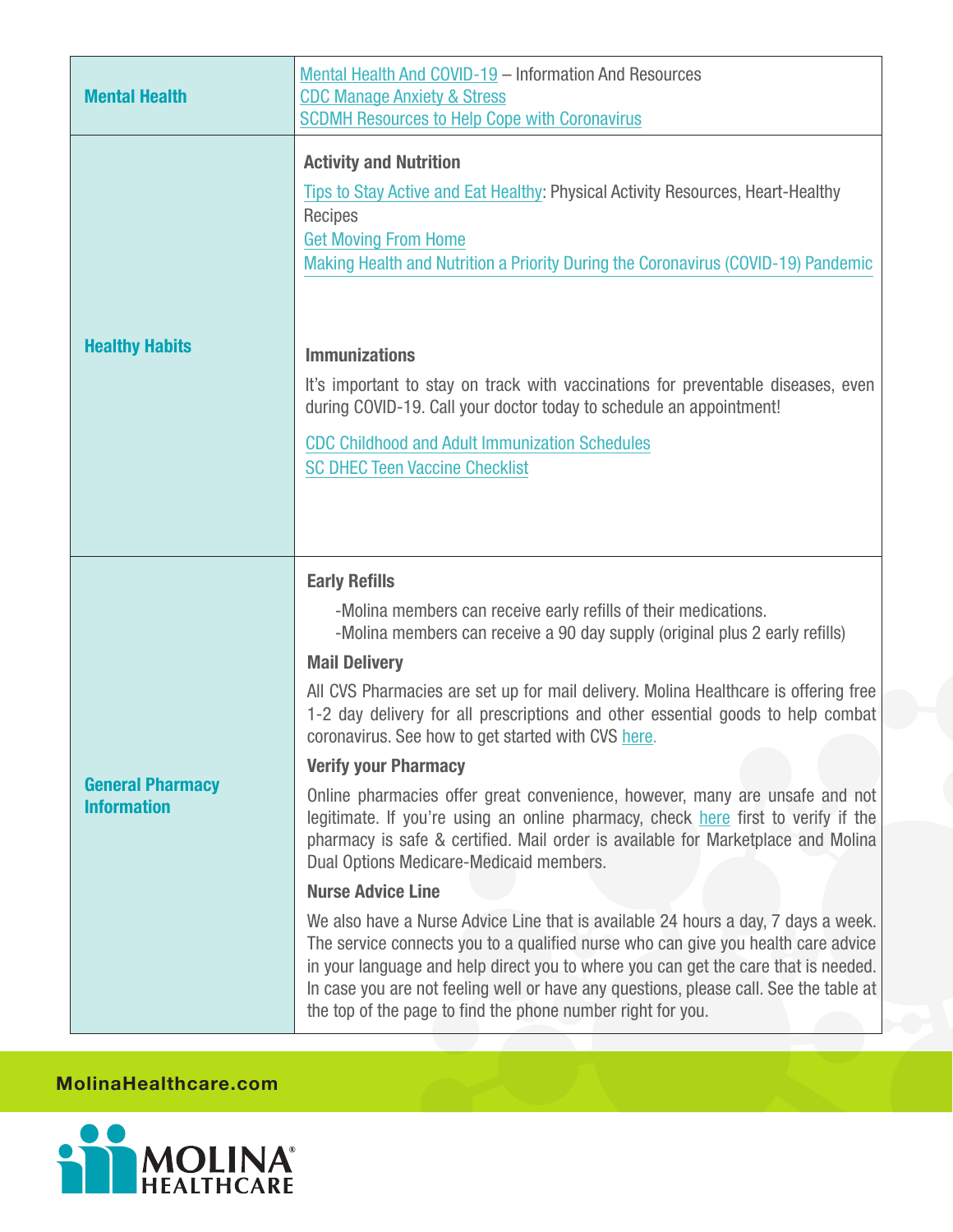| | |
|---|---|
| **Mental Health** | Mental Health And COVID-19 – Information And Resources<br>CDC Manage Anxiety & Stress<br>SCDMH Resources to Help Cope with Coronavirus |
| **Healthy Habits** | **Activity and Nutrition**<br>Tips to Stay Active and Eat Healthy: Physical Activity Resources, Heart-Healthy Recipes<br>Get Moving From Home<br>Making Health and Nutrition a Priority During the Coronavirus (COVID-19) Pandemic<br><br>**Immunizations**<br>It's important to stay on track with vaccinations for preventable diseases, even during COVID-19. Call your doctor today to schedule an appointment!<br>CDC Childhood and Adult Immunization Schedules<br>SC DHEC Teen Vaccine Checklist |
| **General Pharmacy Information** | **Early Refills**<br>-Molina members can receive early refills of their medications.<br>-Molina members can receive a 90 day supply (original plus 2 early refills)<br>**Mail Delivery**<br>All CVS Pharmacies are set up for mail delivery. Molina Healthcare is offering free 1-2 day delivery for all prescriptions and other essential goods to help combat coronavirus. See how to get started with CVS here.<br>**Verify your Pharmacy**<br>Online pharmacies offer great convenience, however, many are unsafe and not legitimate. If you're using an online pharmacy, check here first to verify if the pharmacy is safe & certified. Mail order is available for Marketplace and Molina Dual Options Medicare-Medicaid members.<br>**Nurse Advice Line**<br>We also have a Nurse Advice Line that is available 24 hours a day, 7 days a week. The service connects you to a qualified nurse who can give you health care advice in your language and help direct you to where you can get the care that is needed. In case you are not feeling well or have any questions, please call. See the table at the top of the page to find the phone number right for you. |

MolinaHealthcare.com

MOLINA HEALTHCARE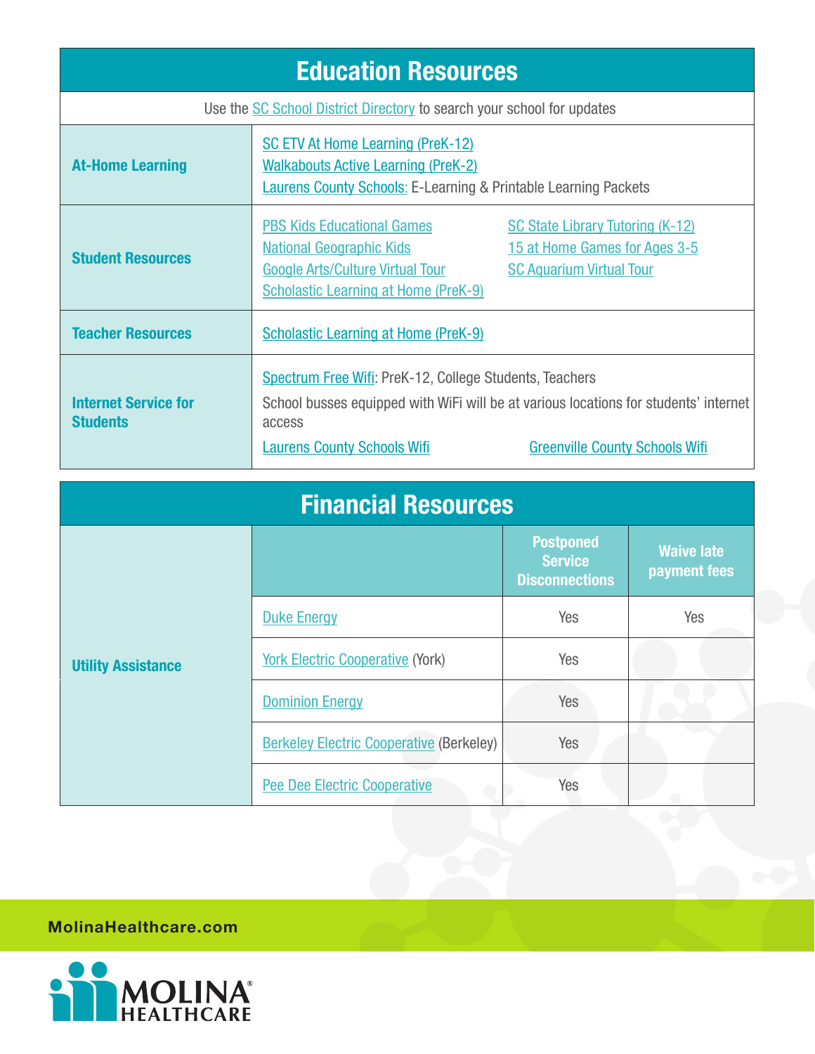## Education Resources

Use the SC School District Directory to search your school for updates

| | |
|---|---|
| **At-Home Learning** | SC ETV At Home Learning (PreK-12)<br>Walkabouts Active Learning (PreK-2)<br>Laurens County Schools: E-Learning & Printable Learning Packets |
| **Student Resources** | PBS Kids Educational Games<br>National Geographic Kids<br>Google Arts/Culture Virtual Tour<br>Scholastic Learning at Home (PreK-9)<br>SC State Library Tutoring (K-12)<br>15 at Home Games for Ages 3-5<br>SC Aquarium Virtual Tour |
| **Teacher Resources** | Scholastic Learning at Home (PreK-9) |
| **Internet Service for Students** | Spectrum Free Wifi: PreK-12, College Students, Teachers<br>School busses equipped with WiFi will be at various locations for students' internet access<br>Laurens County Schools Wifi<br>Greenville County Schools Wifi |

## Financial Resources

| | | Postponed Service Disconnections | Waive late payment fees |
|---|---|---|---|
| **Utility Assistance** | Duke Energy | Yes | Yes |
| | York Electric Cooperative (York) | Yes | |
| | Dominion Energy | Yes | |
| | Berkeley Electric Cooperative (Berkeley) | Yes | |
| | Pee Dee Electric Cooperative | Yes | |

**MolinaHealthcare.com**

MOLINA HEALTHCARE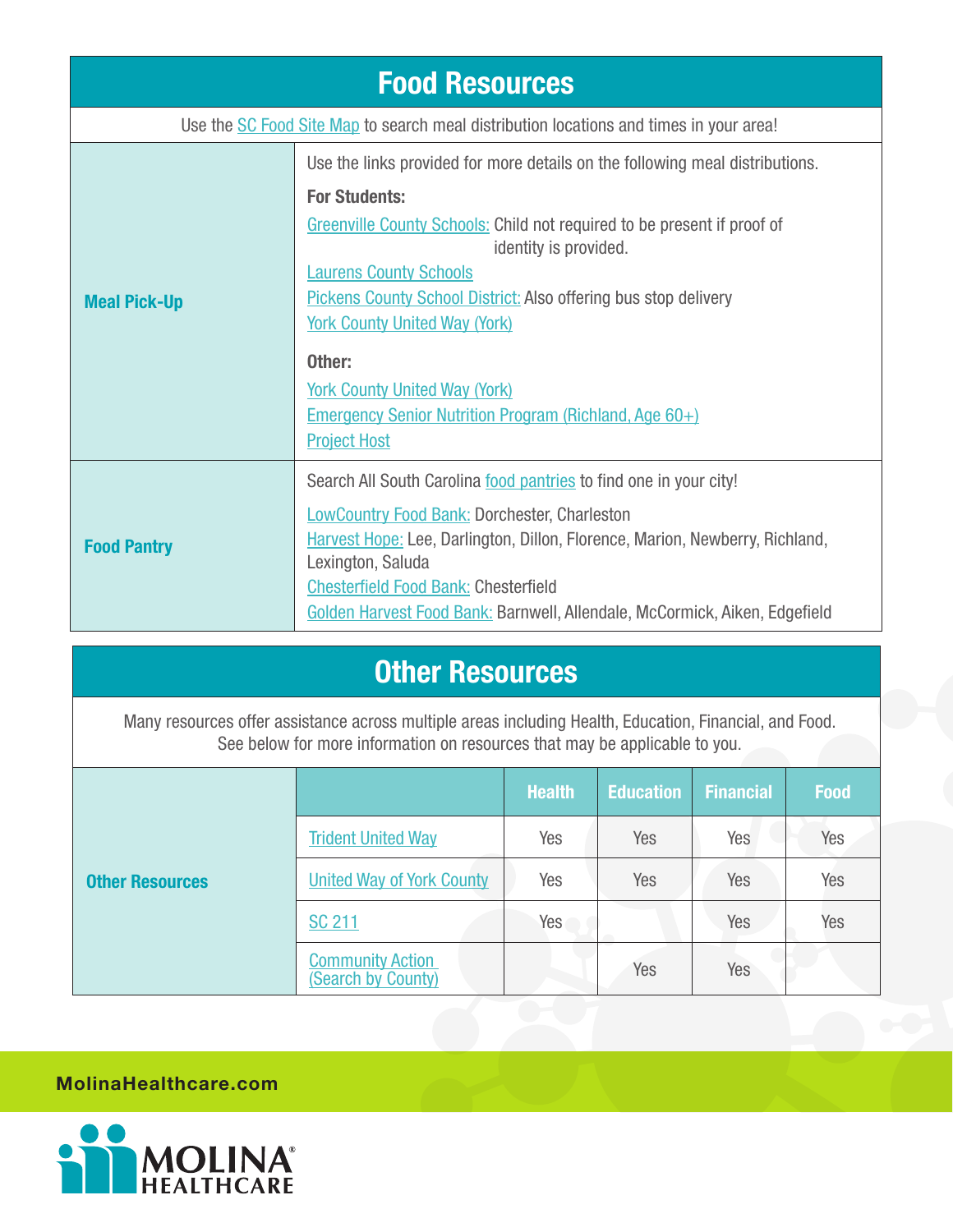## Food Resources

Use the SC Food Site Map to search meal distribution locations and times in your area!

| | |
|---|---|
| **Meal Pick-Up** | Use the links provided for more details on the following meal distributions.<br><br>**For Students:**<br>Greenville County Schools: Child not required to be present if proof of identity is provided.<br>Laurens County Schools<br>Pickens County School District: Also offering bus stop delivery<br>York County United Way (York)<br><br>**Other:**<br>York County United Way (York)<br>Emergency Senior Nutrition Program (Richland, Age 60+)<br>Project Host |
| **Food Pantry** | Search All South Carolina food pantries to find one in your city!<br><br>LowCountry Food Bank: Dorchester, Charleston<br>Harvest Hope: Lee, Darlington, Dillon, Florence, Marion, Newberry, Richland, Lexington, Saluda<br>Chesterfield Food Bank: Chesterfield<br>Golden Harvest Food Bank: Barnwell, Allendale, McCormick, Aiken, Edgefield |

## Other Resources

Many resources offer assistance across multiple areas including Health, Education, Financial, and Food. See below for more information on resources that may be applicable to you.

| | | Health | Education | Financial | Food |
|---|---|---|---|---|---|
| **Other Resources** | Trident United Way | Yes | Yes | Yes | Yes |
| | United Way of York County | Yes | Yes | Yes | Yes |
| | SC 211 | Yes | | Yes | Yes |
| | Community Action (Search by County) | | Yes | Yes | |

MolinaHealthcare.com

MOLINA HEALTHCARE